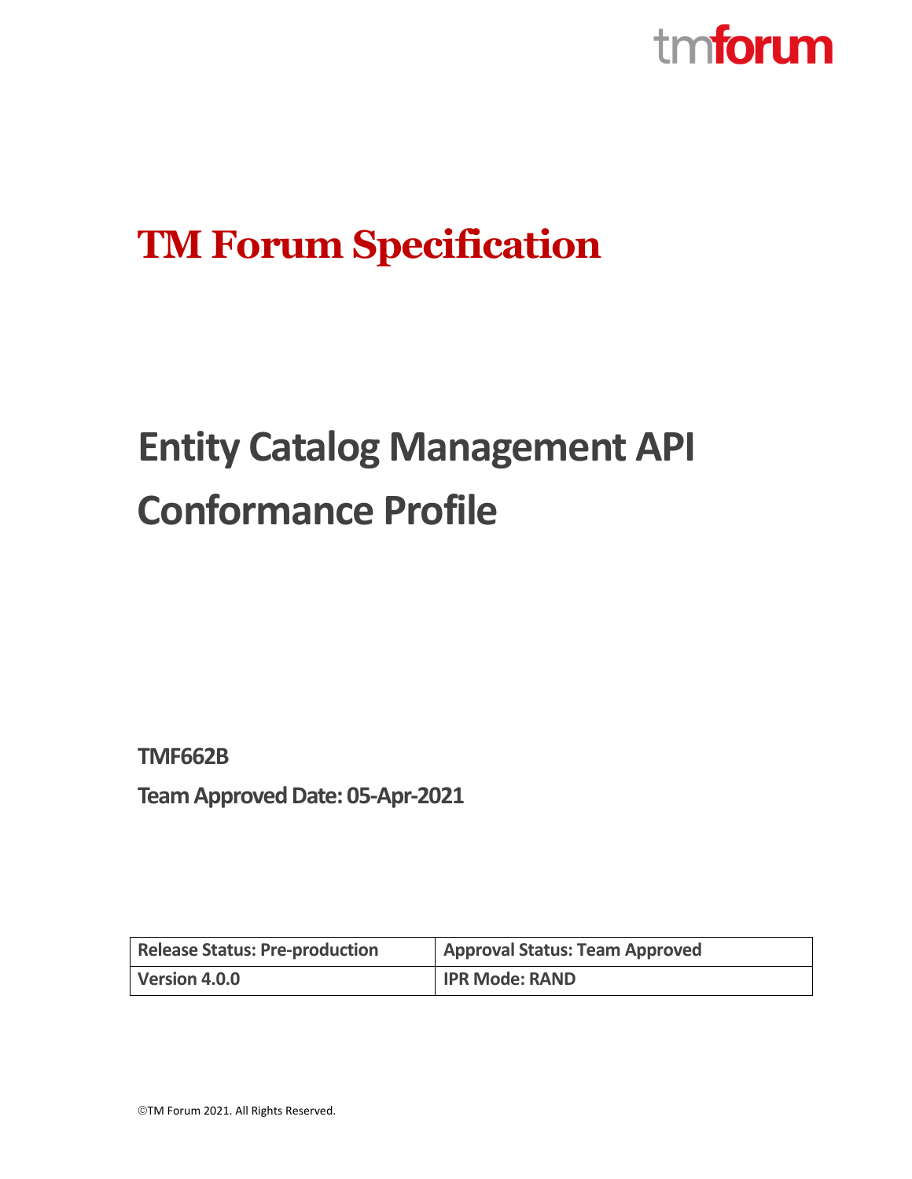tmforum

# TM Forum Specification

# Entity Catalog Management API Conformance Profile

**TMF662B**

**Team Approved Date: 05-Apr-2021**

| Release Status: Pre-production | Approval Status: Team Approved |
| --- | --- |
| Version 4.0.0 | IPR Mode: RAND |

©TM Forum 2021. All Rights Reserved.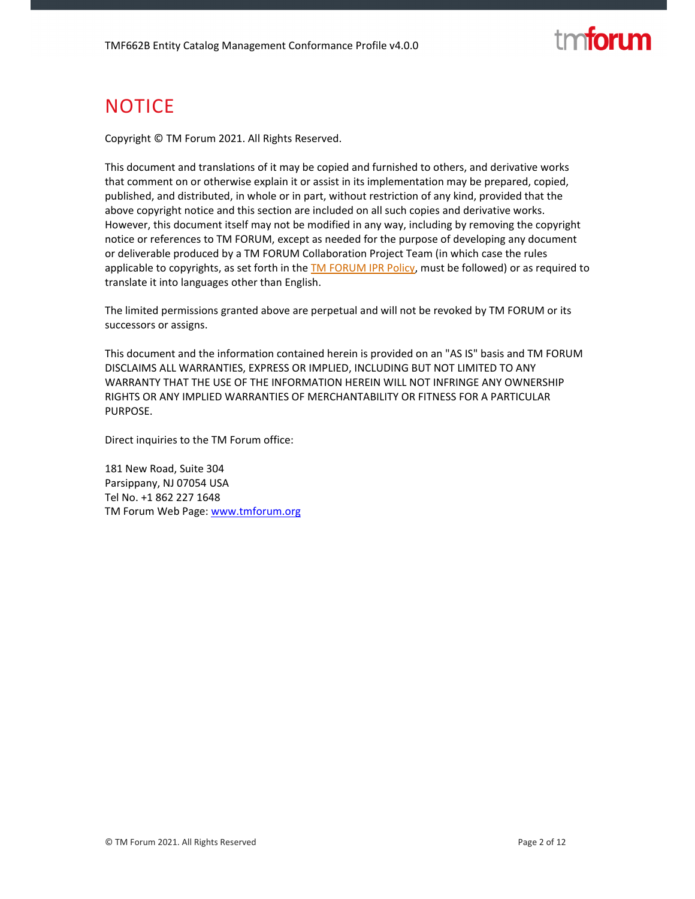# NOTICE

Copyright © TM Forum 2021. All Rights Reserved.

This document and translations of it may be copied and furnished to others, and derivative works that comment on or otherwise explain it or assist in its implementation may be prepared, copied, published, and distributed, in whole or in part, without restriction of any kind, provided that the above copyright notice and this section are included on all such copies and derivative works. However, this document itself may not be modified in any way, including by removing the copyright notice or references to TM FORUM, except as needed for the purpose of developing any document or deliverable produced by a TM FORUM Collaboration Project Team (in which case the rules applicable to copyrights, as set forth in the TM FORUM IPR Policy, must be followed) or as required to translate it into languages other than English.

The limited permissions granted above are perpetual and will not be revoked by TM FORUM or its successors or assigns.

This document and the information contained herein is provided on an "AS IS" basis and TM FORUM DISCLAIMS ALL WARRANTIES, EXPRESS OR IMPLIED, INCLUDING BUT NOT LIMITED TO ANY WARRANTY THAT THE USE OF THE INFORMATION HEREIN WILL NOT INFRINGE ANY OWNERSHIP RIGHTS OR ANY IMPLIED WARRANTIES OF MERCHANTABILITY OR FITNESS FOR A PARTICULAR PURPOSE.

Direct inquiries to the TM Forum office:

181 New Road, Suite 304
Parsippany, NJ 07054 USA
Tel No. +1 862 227 1648
TM Forum Web Page: www.tmforum.org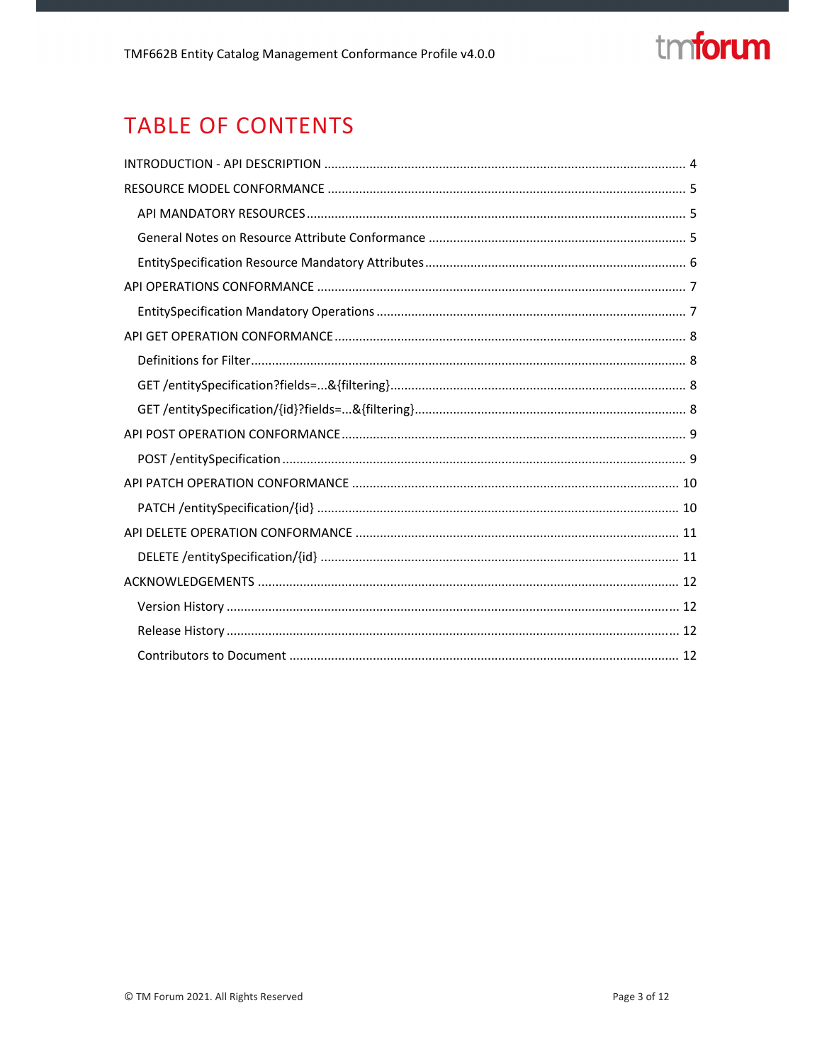# TABLE OF CONTENTS

INTRODUCTION - API DESCRIPTION ........................................................................................................ 4

RESOURCE MODEL CONFORMANCE ...................................................................................................... 5

- API MANDATORY RESOURCES ............................................................................................................. 5
- General Notes on Resource Attribute Conformance .......................................................................... 5
- EntitySpecification Resource Mandatory Attributes ........................................................................... 6

API OPERATIONS CONFORMANCE ......................................................................................................... 7

- EntitySpecification Mandatory Operations ......................................................................................... 7

API GET OPERATION CONFORMANCE ..................................................................................................... 8

- Definitions for Filter ............................................................................................................................. 8
- GET /entitySpecification?fields=...&{filtering} ..................................................................................... 8
- GET /entitySpecification/{id}?fields=...&{filtering} ............................................................................. 8

API POST OPERATION CONFORMANCE ................................................................................................... 9

- POST /entitySpecification ................................................................................................................... 9

API PATCH OPERATION CONFORMANCE .............................................................................................. 10

- PATCH /entitySpecification/{id} ........................................................................................................ 10

API DELETE OPERATION CONFORMANCE ............................................................................................. 11

- DELETE /entitySpecification/{id} ....................................................................................................... 11

ACKNOWLEDGEMENTS ......................................................................................................................... 12

- Version History ................................................................................................................................. 12
- Release History ................................................................................................................................. 12
- Contributors to Document ............................................................................................................... 12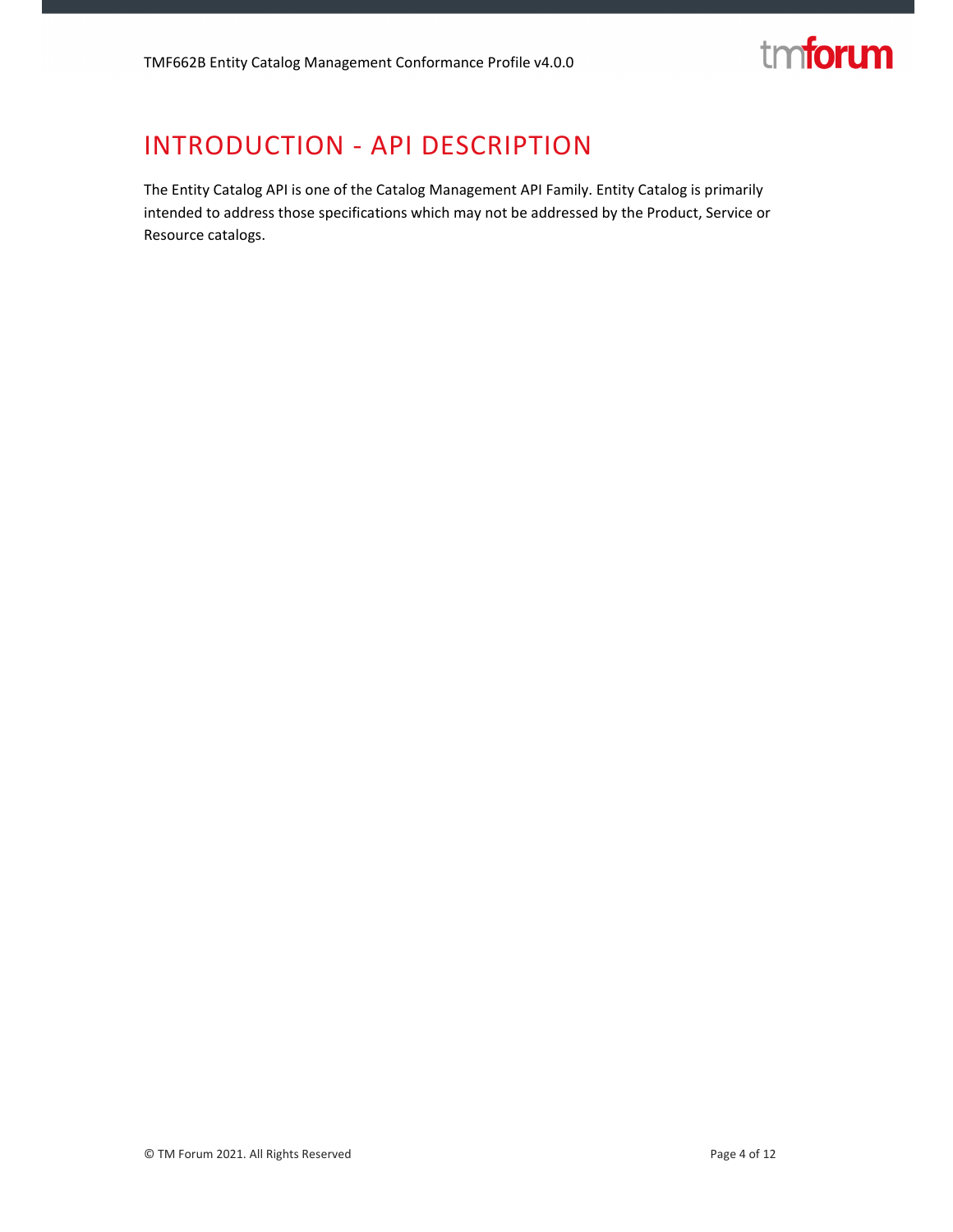# INTRODUCTION - API DESCRIPTION

The Entity Catalog API is one of the Catalog Management API Family. Entity Catalog is primarily intended to address those specifications which may not be addressed by the Product, Service or Resource catalogs.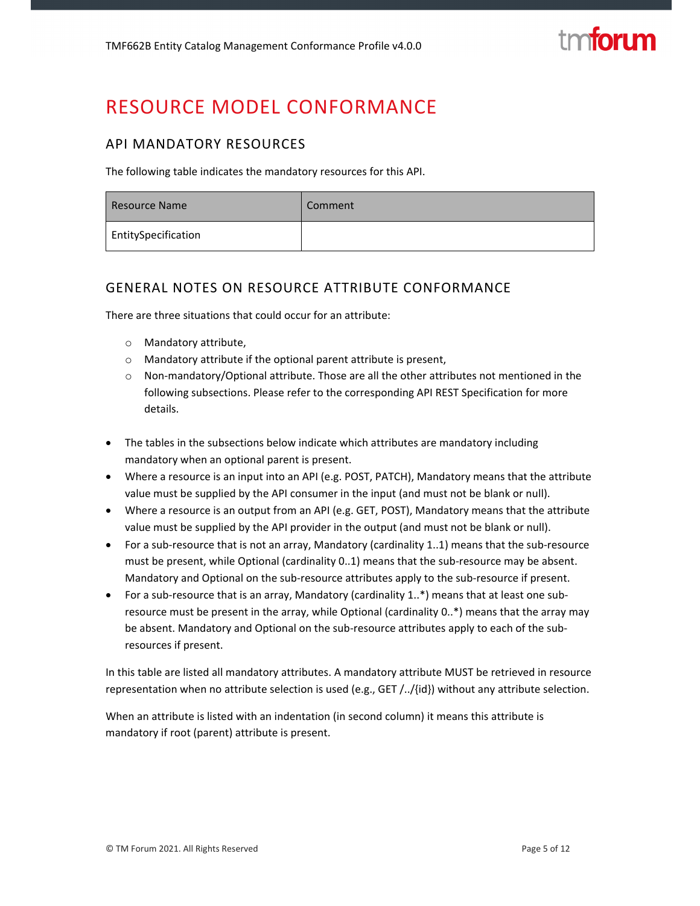# RESOURCE MODEL CONFORMANCE

## API MANDATORY RESOURCES

The following table indicates the mandatory resources for this API.

| Resource Name | Comment |
|---|---|
| EntitySpecification | |

## GENERAL NOTES ON RESOURCE ATTRIBUTE CONFORMANCE

There are three situations that could occur for an attribute:

- Mandatory attribute,
- Mandatory attribute if the optional parent attribute is present,
- Non-mandatory/Optional attribute. Those are all the other attributes not mentioned in the following subsections. Please refer to the corresponding API REST Specification for more details.

- The tables in the subsections below indicate which attributes are mandatory including mandatory when an optional parent is present.
- Where a resource is an input into an API (e.g. POST, PATCH), Mandatory means that the attribute value must be supplied by the API consumer in the input (and must not be blank or null).
- Where a resource is an output from an API (e.g. GET, POST), Mandatory means that the attribute value must be supplied by the API provider in the output (and must not be blank or null).
- For a sub-resource that is not an array, Mandatory (cardinality 1..1) means that the sub-resource must be present, while Optional (cardinality 0..1) means that the sub-resource may be absent. Mandatory and Optional on the sub-resource attributes apply to the sub-resource if present.
- For a sub-resource that is an array, Mandatory (cardinality 1..*) means that at least one sub-resource must be present in the array, while Optional (cardinality 0..*) means that the array may be absent. Mandatory and Optional on the sub-resource attributes apply to each of the sub-resources if present.

In this table are listed all mandatory attributes. A mandatory attribute MUST be retrieved in resource representation when no attribute selection is used (e.g., GET /../{id}) without any attribute selection.

When an attribute is listed with an indentation (in second column) it means this attribute is mandatory if root (parent) attribute is present.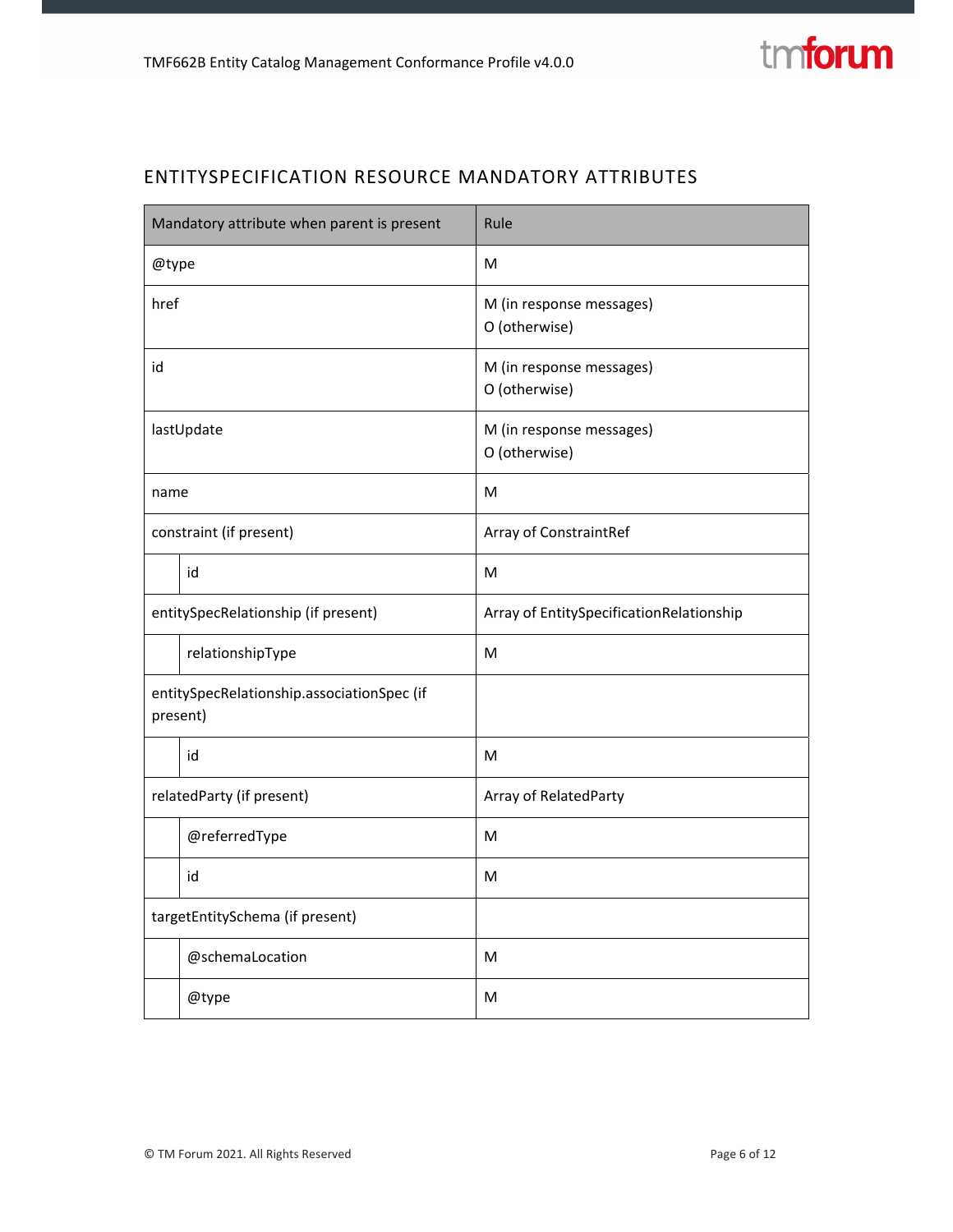## ENTITYSPECIFICATION RESOURCE MANDATORY ATTRIBUTES

| Mandatory attribute when parent is present | | Rule |
|---|---|---|
| @type | | M |
| href | | M (in response messages)<br>O (otherwise) |
| id | | M (in response messages)<br>O (otherwise) |
| lastUpdate | | M (in response messages)<br>O (otherwise) |
| name | | M |
| constraint (if present) | | Array of ConstraintRef |
| | id | M |
| entitySpecRelationship (if present) | | Array of EntitySpecificationRelationship |
| | relationshipType | M |
| entitySpecRelationship.associationSpec (if present) | | |
| | id | M |
| relatedParty (if present) | | Array of RelatedParty |
| | @referredType | M |
| | id | M |
| targetEntitySchema (if present) | | |
| | @schemaLocation | M |
| | @type | M |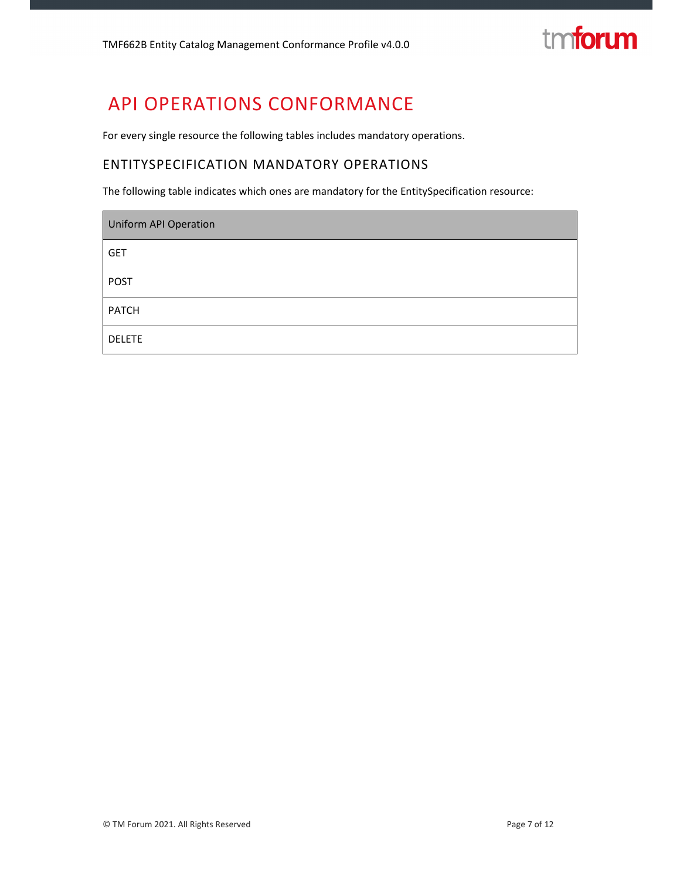# API OPERATIONS CONFORMANCE

For every single resource the following tables includes mandatory operations.

## ENTITYSPECIFICATION MANDATORY OPERATIONS

The following table indicates which ones are mandatory for the EntitySpecification resource:

| Uniform API Operation |
| --- |
| GET<br>POST |
| PATCH |
| DELETE |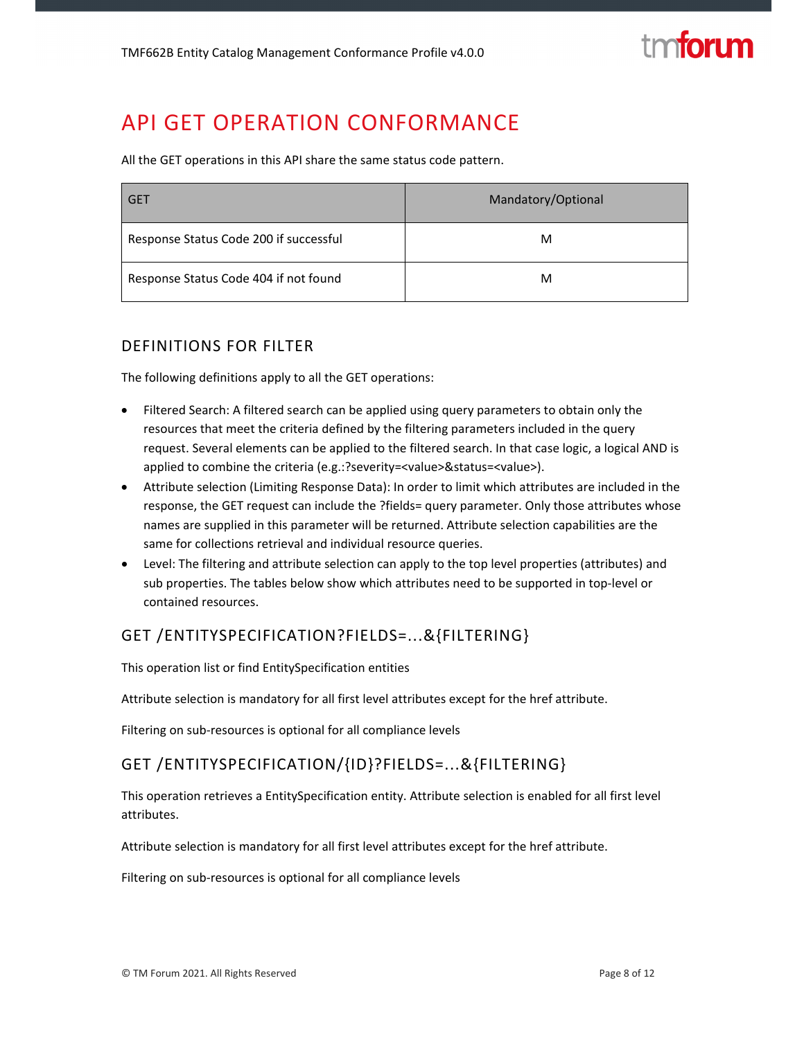# API GET OPERATION CONFORMANCE

All the GET operations in this API share the same status code pattern.

| GET | Mandatory/Optional |
|---|---|
| Response Status Code 200 if successful | M |
| Response Status Code 404 if not found | M |

## DEFINITIONS FOR FILTER

The following definitions apply to all the GET operations:

- Filtered Search: A filtered search can be applied using query parameters to obtain only the resources that meet the criteria defined by the filtering parameters included in the query request. Several elements can be applied to the filtered search. In that case logic, a logical AND is applied to combine the criteria (e.g.:?severity=<value>&status=<value>).
- Attribute selection (Limiting Response Data): In order to limit which attributes are included in the response, the GET request can include the ?fields= query parameter. Only those attributes whose names are supplied in this parameter will be returned. Attribute selection capabilities are the same for collections retrieval and individual resource queries.
- Level: The filtering and attribute selection can apply to the top level properties (attributes) and sub properties. The tables below show which attributes need to be supported in top-level or contained resources.

## GET /ENTITYSPECIFICATION?FIELDS=...&{FILTERING}

This operation list or find EntitySpecification entities

Attribute selection is mandatory for all first level attributes except for the href attribute.

Filtering on sub-resources is optional for all compliance levels

## GET /ENTITYSPECIFICATION/{ID}?FIELDS=...&{FILTERING}

This operation retrieves a EntitySpecification entity. Attribute selection is enabled for all first level attributes.

Attribute selection is mandatory for all first level attributes except for the href attribute.

Filtering on sub-resources is optional for all compliance levels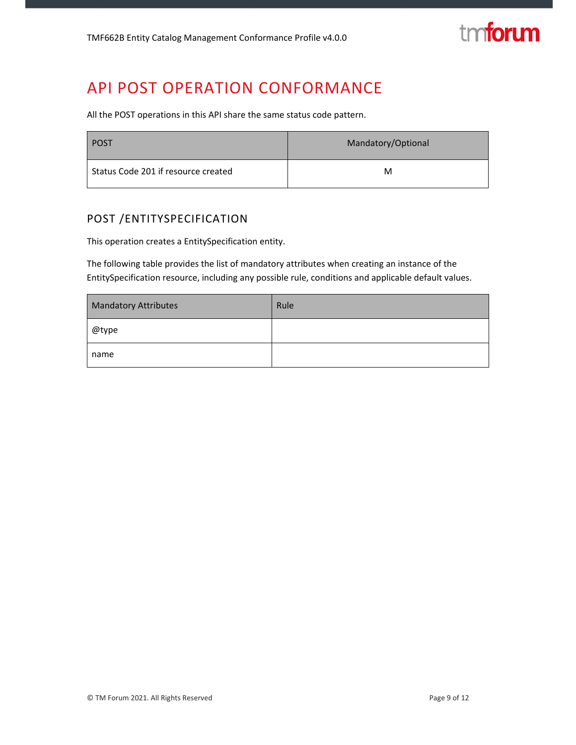# API POST OPERATION CONFORMANCE

All the POST operations in this API share the same status code pattern.

| POST | Mandatory/Optional |
| --- | --- |
| Status Code 201 if resource created | M |

## POST /ENTITYSPECIFICATION

This operation creates a EntitySpecification entity.

The following table provides the list of mandatory attributes when creating an instance of the EntitySpecification resource, including any possible rule, conditions and applicable default values.

| Mandatory Attributes | Rule |
| --- | --- |
| @type | |
| name | |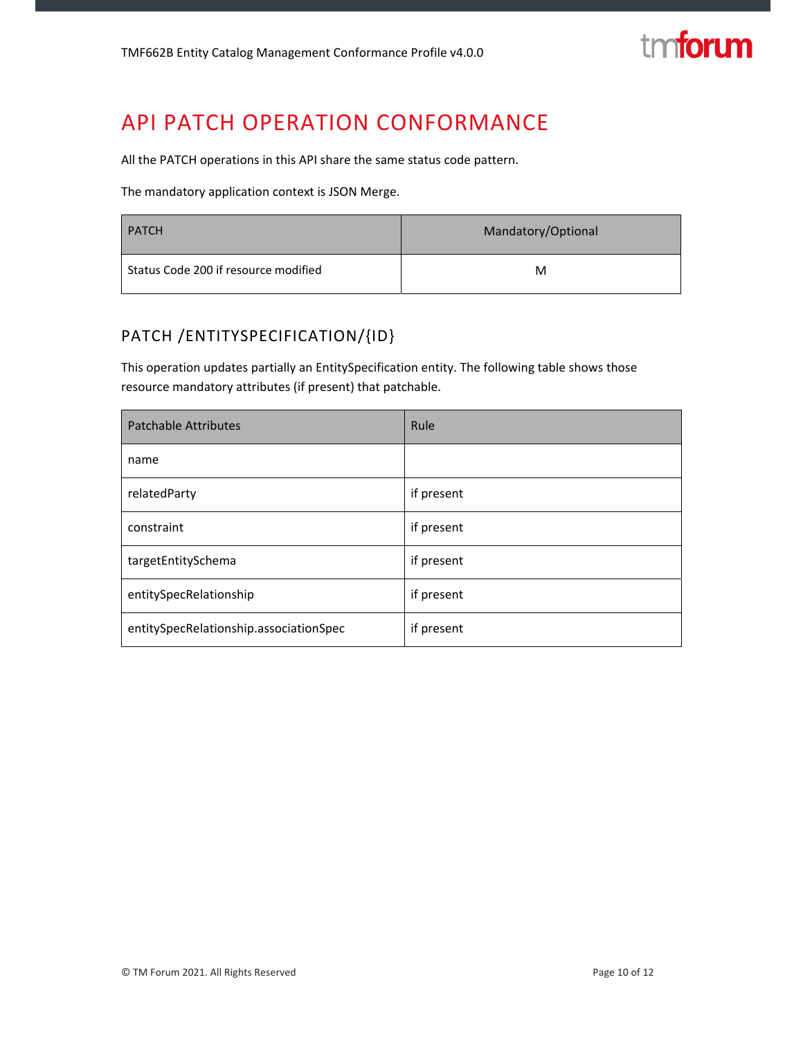# API PATCH OPERATION CONFORMANCE

All the PATCH operations in this API share the same status code pattern.

The mandatory application context is JSON Merge.

| PATCH | Mandatory/Optional |
| --- | --- |
| Status Code 200 if resource modified | M |

## PATCH /ENTITYSPECIFICATION/{ID}

This operation updates partially an EntitySpecification entity. The following table shows those resource mandatory attributes (if present) that patchable.

| Patchable Attributes | Rule |
| --- | --- |
| name | |
| relatedParty | if present |
| constraint | if present |
| targetEntitySchema | if present |
| entitySpecRelationship | if present |
| entitySpecRelationship.associationSpec | if present |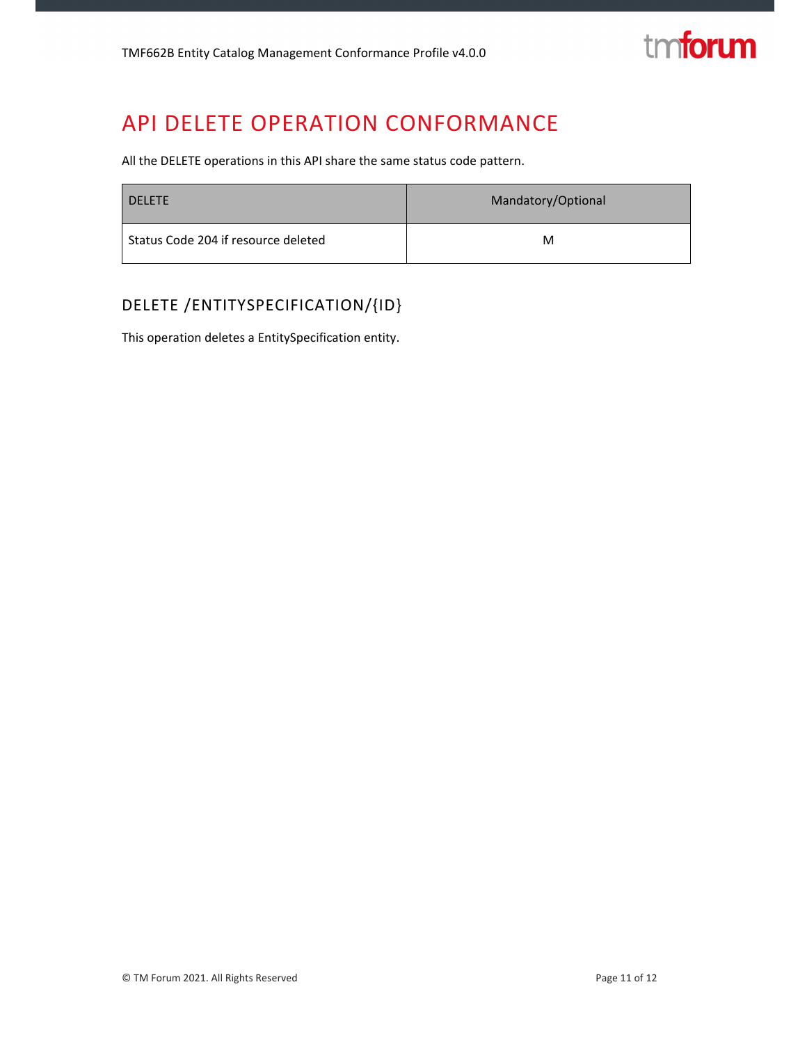# API DELETE OPERATION CONFORMANCE

All the DELETE operations in this API share the same status code pattern.

| DELETE | Mandatory/Optional |
|---|---|
| Status Code 204 if resource deleted | M |

## DELETE /ENTITYSPECIFICATION/{ID}

This operation deletes a EntitySpecification entity.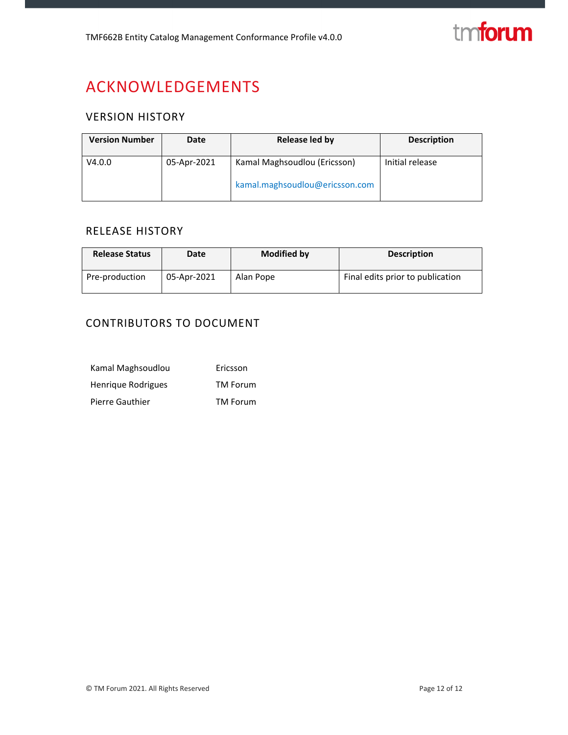# ACKNOWLEDGEMENTS

## VERSION HISTORY

| Version Number | Date | Release led by | Description |
|---|---|---|---|
| V4.0.0 | 05-Apr-2021 | Kamal Maghsoudlou (Ericsson)<br><br>kamal.maghsoudlou@ericsson.com | Initial release |

## RELEASE HISTORY

| Release Status | Date | Modified by | Description |
|---|---|---|---|
| Pre-production | 05-Apr-2021 | Alan Pope | Final edits prior to publication |

## CONTRIBUTORS TO DOCUMENT

| | |
|---|---|
| Kamal Maghsoudlou | Ericsson |
| Henrique Rodrigues | TM Forum |
| Pierre Gauthier | TM Forum |